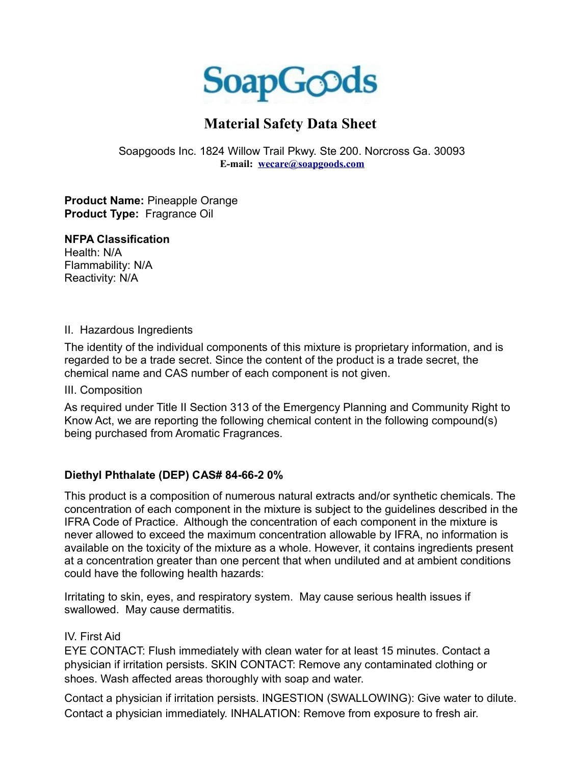# SoapGoods

## Material Safety Data Sheet

Soapgoods Inc. 1824 Willow Trail Pkwy. Ste 200. Norcross Ga. 30093
**E-mail: wecare@soapgoods.com**

**Product Name:** Pineapple Orange
**Product Type:** Fragrance Oil

**NFPA Classification**
Health: N/A
Flammability: N/A
Reactivity: N/A

II. Hazardous Ingredients

The identity of the individual components of this mixture is proprietary information, and is regarded to be a trade secret. Since the content of the product is a trade secret, the chemical name and CAS number of each component is not given.

III. Composition

As required under Title II Section 313 of the Emergency Planning and Community Right to Know Act, we are reporting the following chemical content in the following compound(s) being purchased from Aromatic Fragrances.

**Diethyl Phthalate (DEP) CAS# 84-66-2 0%**

This product is a composition of numerous natural extracts and/or synthetic chemicals. The concentration of each component in the mixture is subject to the guidelines described in the IFRA Code of Practice. Although the concentration of each component in the mixture is never allowed to exceed the maximum concentration allowable by IFRA, no information is available on the toxicity of the mixture as a whole. However, it contains ingredients present at a concentration greater than one percent that when undiluted and at ambient conditions could have the following health hazards:

Irritating to skin, eyes, and respiratory system. May cause serious health issues if swallowed. May cause dermatitis.

IV. First Aid

EYE CONTACT: Flush immediately with clean water for at least 15 minutes. Contact a physician if irritation persists. SKIN CONTACT: Remove any contaminated clothing or shoes. Wash affected areas thoroughly with soap and water.

Contact a physician if irritation persists. INGESTION (SWALLOWING): Give water to dilute. Contact a physician immediately. INHALATION: Remove from exposure to fresh air.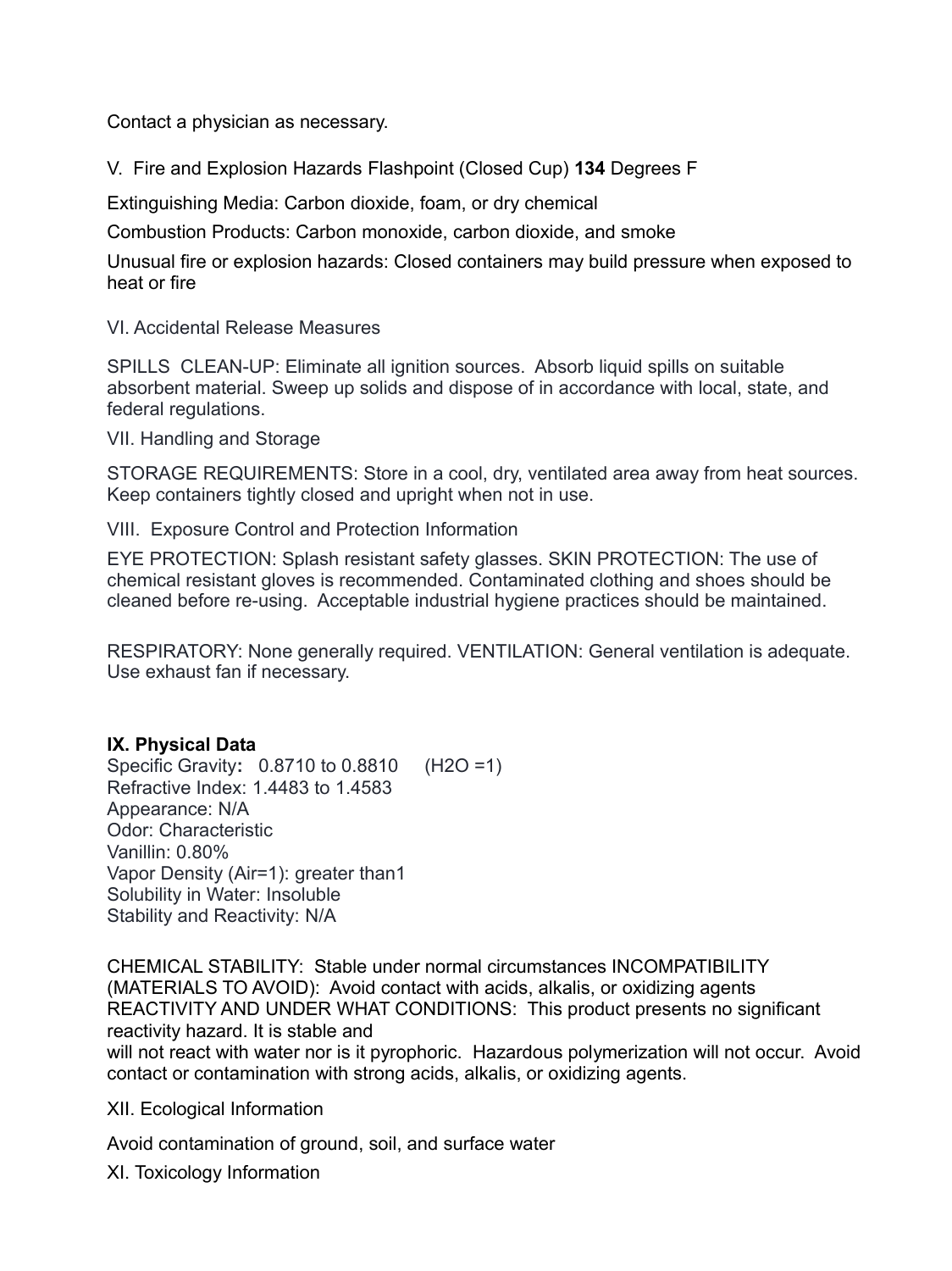Contact a physician as necessary.

V. Fire and Explosion Hazards Flashpoint (Closed Cup) **134** Degrees F

Extinguishing Media: Carbon dioxide, foam, or dry chemical

Combustion Products: Carbon monoxide, carbon dioxide, and smoke

Unusual fire or explosion hazards: Closed containers may build pressure when exposed to heat or fire

VI. Accidental Release Measures

SPILLS CLEAN-UP: Eliminate all ignition sources. Absorb liquid spills on suitable absorbent material. Sweep up solids and dispose of in accordance with local, state, and federal regulations.

VII. Handling and Storage

STORAGE REQUIREMENTS: Store in a cool, dry, ventilated area away from heat sources. Keep containers tightly closed and upright when not in use.

VIII. Exposure Control and Protection Information

EYE PROTECTION: Splash resistant safety glasses. SKIN PROTECTION: The use of chemical resistant gloves is recommended. Contaminated clothing and shoes should be cleaned before re-using. Acceptable industrial hygiene practices should be maintained.

RESPIRATORY: None generally required. VENTILATION: General ventilation is adequate. Use exhaust fan if necessary.

**IX. Physical Data**

Specific Gravity**:** 0.8710 to 0.8810 ($H_2O$ =1)
Refractive Index: 1.4483 to 1.4583
Appearance: N/A
Odor: Characteristic
Vanillin: 0.80%
Vapor Density (Air=1): greater than1
Solubility in Water: Insoluble
Stability and Reactivity: N/A

CHEMICAL STABILITY: Stable under normal circumstances INCOMPATIBILITY (MATERIALS TO AVOID): Avoid contact with acids, alkalis, or oxidizing agents REACTIVITY AND UNDER WHAT CONDITIONS: This product presents no significant reactivity hazard. It is stable and
will not react with water nor is it pyrophoric. Hazardous polymerization will not occur. Avoid contact or contamination with strong acids, alkalis, or oxidizing agents.

XII. Ecological Information

Avoid contamination of ground, soil, and surface water

XI. Toxicology Information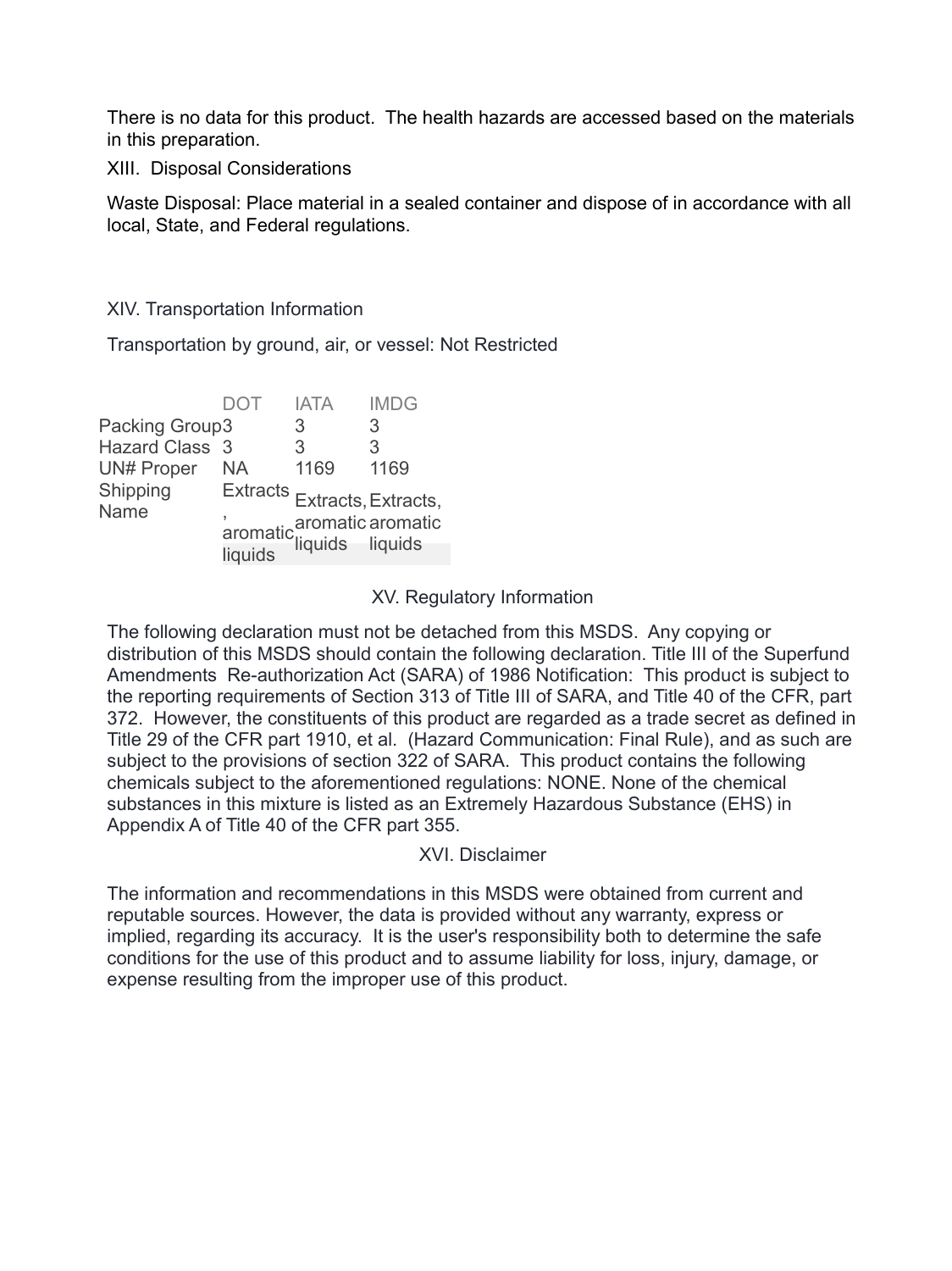There is no data for this product. The health hazards are accessed based on the materials in this preparation.

## XIII. Disposal Considerations

Waste Disposal: Place material in a sealed container and dispose of in accordance with all local, State, and Federal regulations.

## XIV. Transportation Information

Transportation by ground, air, or vessel: Not Restricted

| | DOT | IATA | IMDG |
|---|---|---|---|
| Packing Group | 3 | 3 | 3 |
| Hazard Class | 3 | 3 | 3 |
| UN# Proper | NA | 1169 | 1169 |
| Shipping Name | Extracts, aromatic liquids | Extracts, aromatic liquids | Extracts, aromatic liquids |

## XV. Regulatory Information

The following declaration must not be detached from this MSDS. Any copying or distribution of this MSDS should contain the following declaration. Title III of the Superfund Amendments Re-authorization Act (SARA) of 1986 Notification: This product is subject to the reporting requirements of Section 313 of Title III of SARA, and Title 40 of the CFR, part 372. However, the constituents of this product are regarded as a trade secret as defined in Title 29 of the CFR part 1910, et al. (Hazard Communication: Final Rule), and as such are subject to the provisions of section 322 of SARA. This product contains the following chemicals subject to the aforementioned regulations: NONE. None of the chemical substances in this mixture is listed as an Extremely Hazardous Substance (EHS) in Appendix A of Title 40 of the CFR part 355.

## XVI. Disclaimer

The information and recommendations in this MSDS were obtained from current and reputable sources. However, the data is provided without any warranty, express or implied, regarding its accuracy. It is the user's responsibility both to determine the safe conditions for the use of this product and to assume liability for loss, injury, damage, or expense resulting from the improper use of this product.